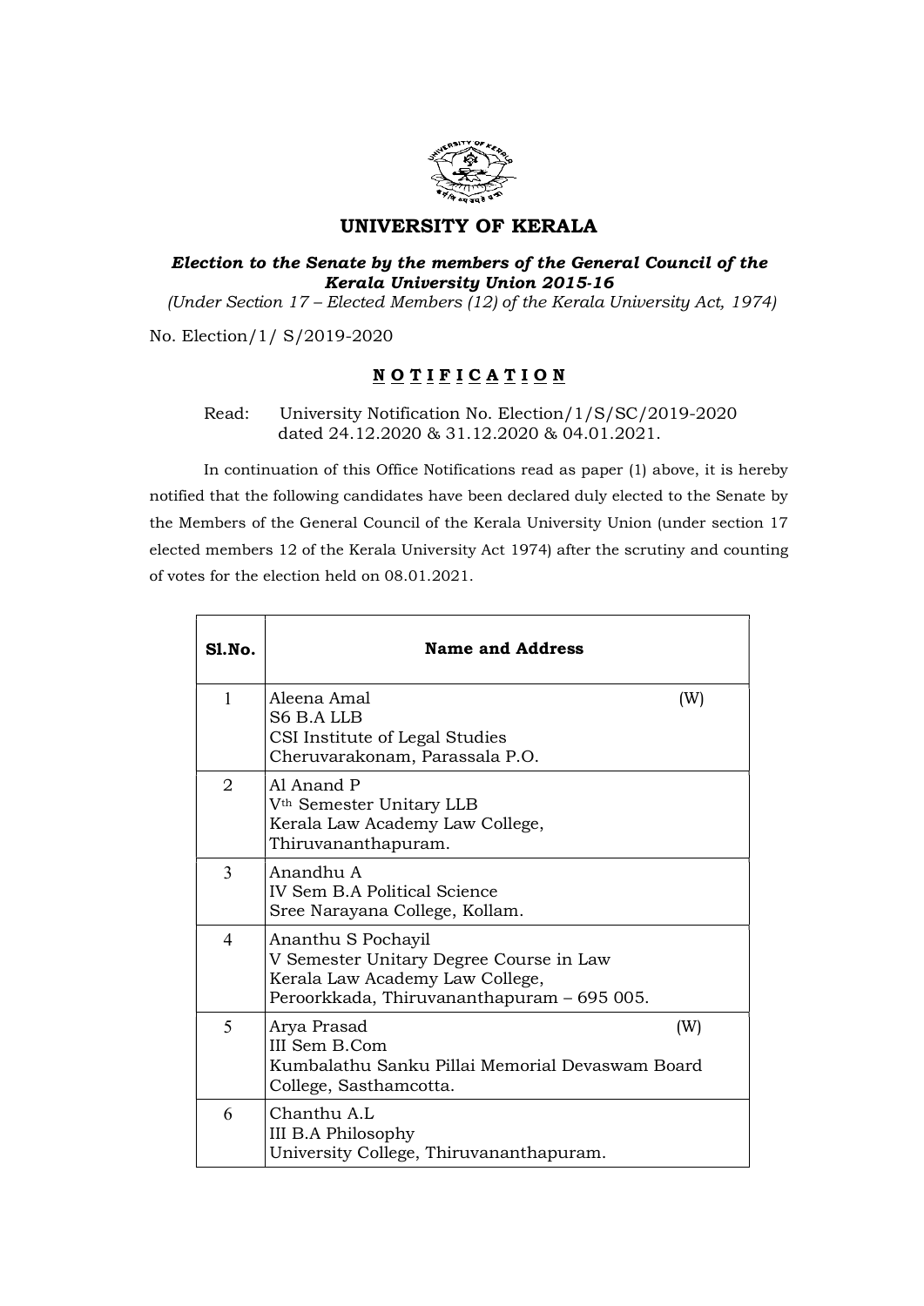# UNIVERSITY OF KERALA

***Election to the Senate by the members of the General Council of the Kerala University Union 2015-16***

*(Under Section 17 – Elected Members (12) of the Kerala University Act, 1974)*

No. Election/1/ S/2019-2020

## **N O T I F I C A T I O N**

Read: University Notification No. Election/1/S/SC/2019-2020 dated 24.12.2020 & 31.12.2020 & 04.01.2021.

In continuation of this Office Notifications read as paper (1) above, it is hereby notified that the following candidates have been declared duly elected to the Senate by the Members of the General Council of the Kerala University Union (under section 17 elected members 12 of the Kerala University Act 1974) after the scrutiny and counting of votes for the election held on 08.01.2021.

| Sl.No. | Name and Address |
|---|---|
| 1 | Aleena Amal (W)<br>S6 B.A LLB<br>CSI Institute of Legal Studies<br>Cheruvarakonam, Parassala P.O. |
| 2 | Al Anand P<br>V[th] Semester Unitary LLB<br>Kerala Law Academy Law College,<br>Thiruvananthapuram. |
| 3 | Anandhu A<br>IV Sem B.A Political Science<br>Sree Narayana College, Kollam. |
| 4 | Ananthu S Pochayil<br>V Semester Unitary Degree Course in Law<br>Kerala Law Academy Law College,<br>Peroorkkada, Thiruvananthapuram – 695 005. |
| 5 | Arya Prasad (W)<br>III Sem B.Com<br>Kumbalathu Sanku Pillai Memorial Devaswam Board College, Sasthamcotta. |
| 6 | Chanthu A.L<br>III B.A Philosophy<br>University College, Thiruvananthapuram. |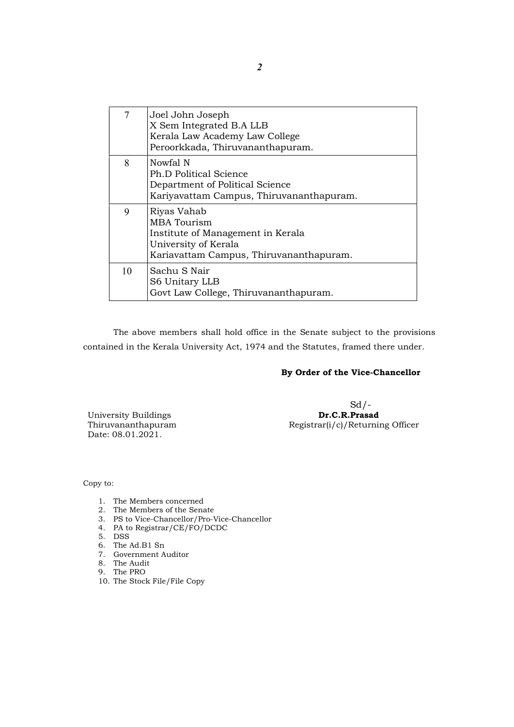| | |
|---|---|
| 7 | Joel John Joseph<br>X Sem Integrated B.A LLB<br>Kerala Law Academy Law College<br>Peroorkkada, Thiruvananthapuram. |
| 8 | Nowfal N<br>Ph.D Political Science<br>Department of Political Science<br>Kariyavattam Campus, Thiruvananthapuram. |
| 9 | Riyas Vahab<br>MBA Tourism<br>Institute of Management in Kerala<br>University of Kerala<br>Kariavattam Campus, Thiruvananthapuram. |
| 10 | Sachu S Nair<br>S6 Unitary LLB<br>Govt Law College, Thiruvananthapuram. |

The above members shall hold office in the Senate subject to the provisions contained in the Kerala University Act, 1974 and the Statutes, framed there under.

**By Order of the Vice-Chancellor**

Sd/-
**Dr.C.R.Prasad**
Registrar(i/c)/Returning Officer

University Buildings
Thiruvananthapuram
Date: 08.01.2021.

Copy to:

1. The Members concerned
2. The Members of the Senate
3. PS to Vice-Chancellor/Pro-Vice-Chancellor
4. PA to Registrar/CE/FO/DCDC
5. DSS
6. The Ad.B1 Sn
7. Government Auditor
8. The Audit
9. The PRO
10. The Stock File/File Copy